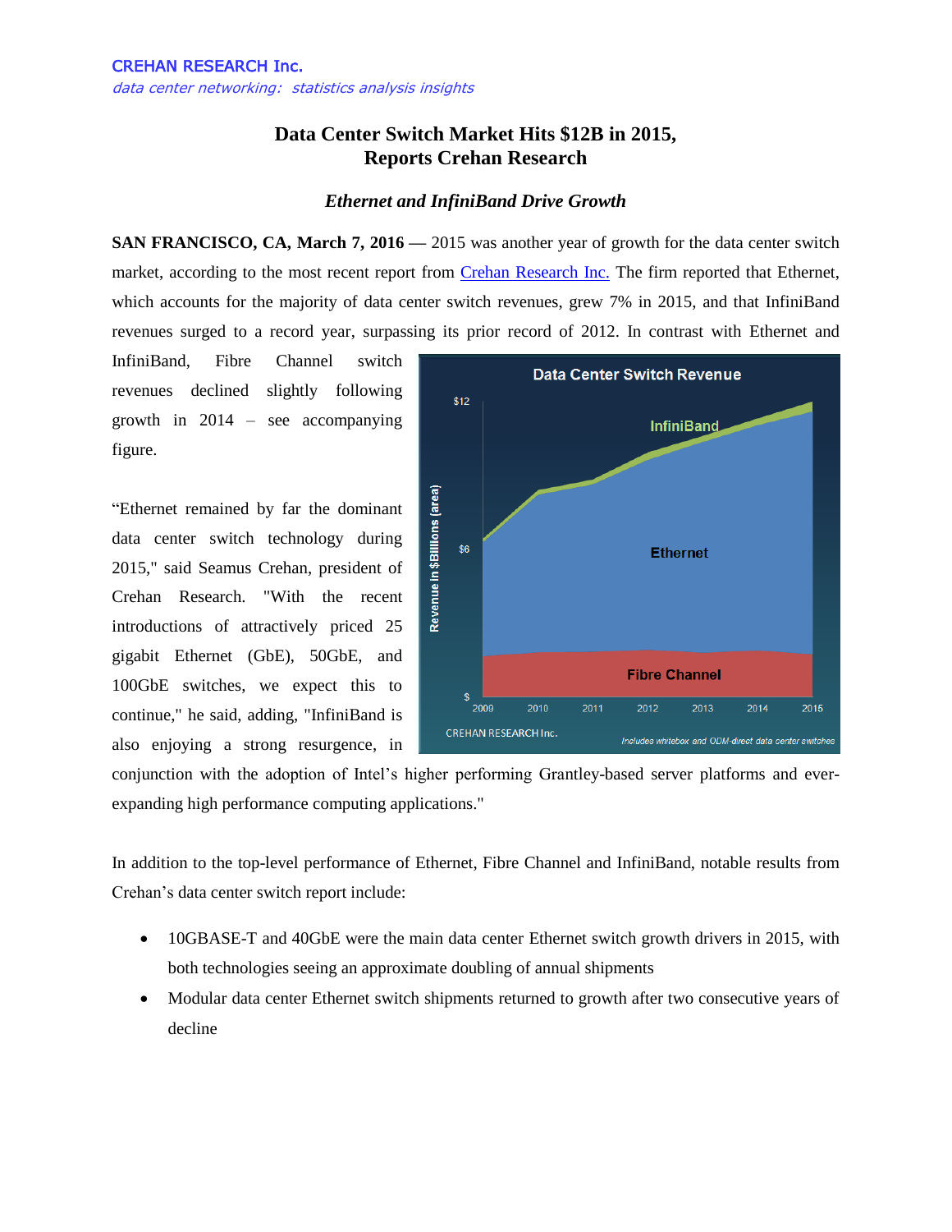CREHAN RESEARCH Inc.

*data center networking: statistics analysis insights*

# Data Center Switch Market Hits $12B in 2015, Reports Crehan Research

### *Ethernet and InfiniBand Drive Growth*

**SAN FRANCISCO, CA, March 7, 2016** — 2015 was another year of growth for the data center switch market, according to the most recent report from [Crehan Research Inc.](#) The firm reported that Ethernet, which accounts for the majority of data center switch revenues, grew 7% in 2015, and that InfiniBand revenues surged to a record year, surpassing its prior record of 2012. In contrast with Ethernet and InfiniBand, Fibre Channel switch revenues declined slightly following growth in 2014 – see accompanying figure.

"Ethernet remained by far the dominant data center switch technology during 2015," said Seamus Crehan, president of Crehan Research. "With the recent introductions of attractively priced 25 gigabit Ethernet (GbE), 50GbE, and 100GbE switches, we expect this to continue," he said, adding, "InfiniBand is also enjoying a strong resurgence, in conjunction with the adoption of Intel's higher performing Grantley-based server platforms and ever-expanding high performance computing applications."

In addition to the top-level performance of Ethernet, Fibre Channel and InfiniBand, notable results from Crehan's data center switch report include:

- 10GBASE-T and 40GbE were the main data center Ethernet switch growth drivers in 2015, with both technologies seeing an approximate doubling of annual shipments
- Modular data center Ethernet switch shipments returned to growth after two consecutive years of decline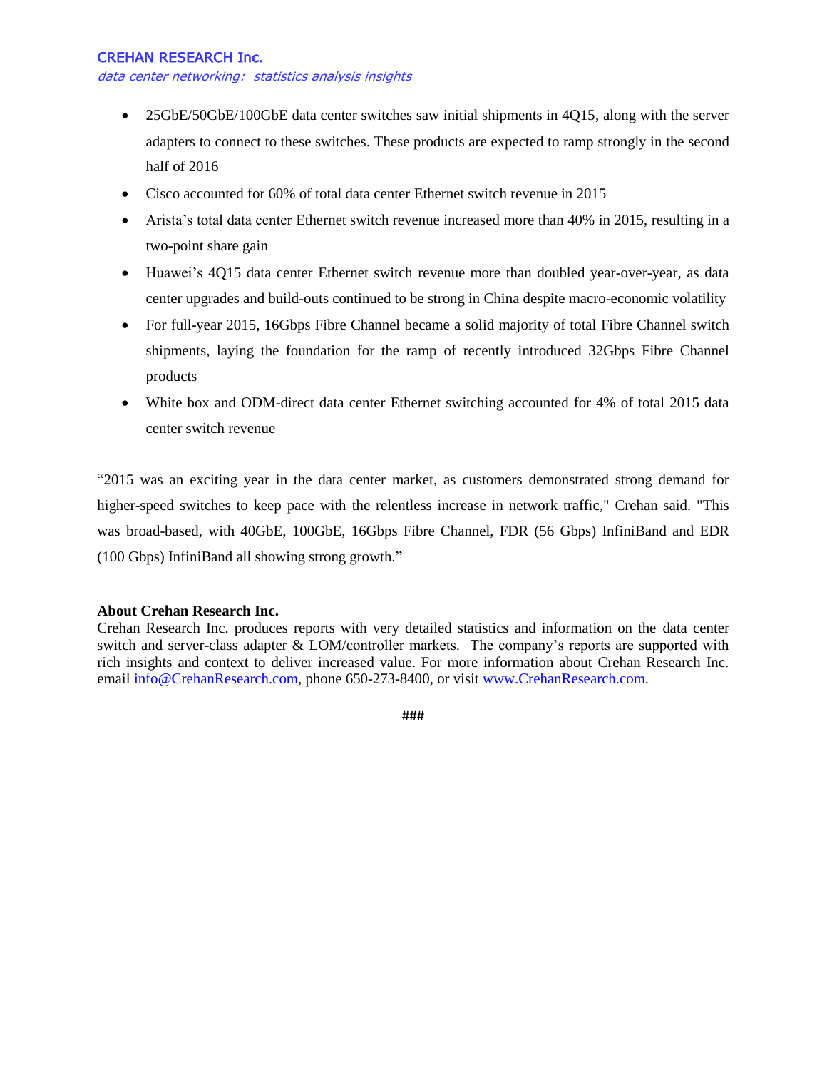- 25GbE/50GbE/100GbE data center switches saw initial shipments in 4Q15, along with the server adapters to connect to these switches. These products are expected to ramp strongly in the second half of 2016
- Cisco accounted for 60% of total data center Ethernet switch revenue in 2015
- Arista's total data center Ethernet switch revenue increased more than 40% in 2015, resulting in a two-point share gain
- Huawei's 4Q15 data center Ethernet switch revenue more than doubled year-over-year, as data center upgrades and build-outs continued to be strong in China despite macro-economic volatility
- For full-year 2015, 16Gbps Fibre Channel became a solid majority of total Fibre Channel switch shipments, laying the foundation for the ramp of recently introduced 32Gbps Fibre Channel products
- White box and ODM-direct data center Ethernet switching accounted for 4% of total 2015 data center switch revenue

"2015 was an exciting year in the data center market, as customers demonstrated strong demand for higher-speed switches to keep pace with the relentless increase in network traffic," Crehan said. "This was broad-based, with 40GbE, 100GbE, 16Gbps Fibre Channel, FDR (56 Gbps) InfiniBand and EDR (100 Gbps) InfiniBand all showing strong growth."

**About Crehan Research Inc.**
Crehan Research Inc. produces reports with very detailed statistics and information on the data center switch and server-class adapter & LOM/controller markets. The company's reports are supported with rich insights and context to deliver increased value. For more information about Crehan Research Inc. email info@CrehanResearch.com, phone 650-273-8400, or visit www.CrehanResearch.com.

###